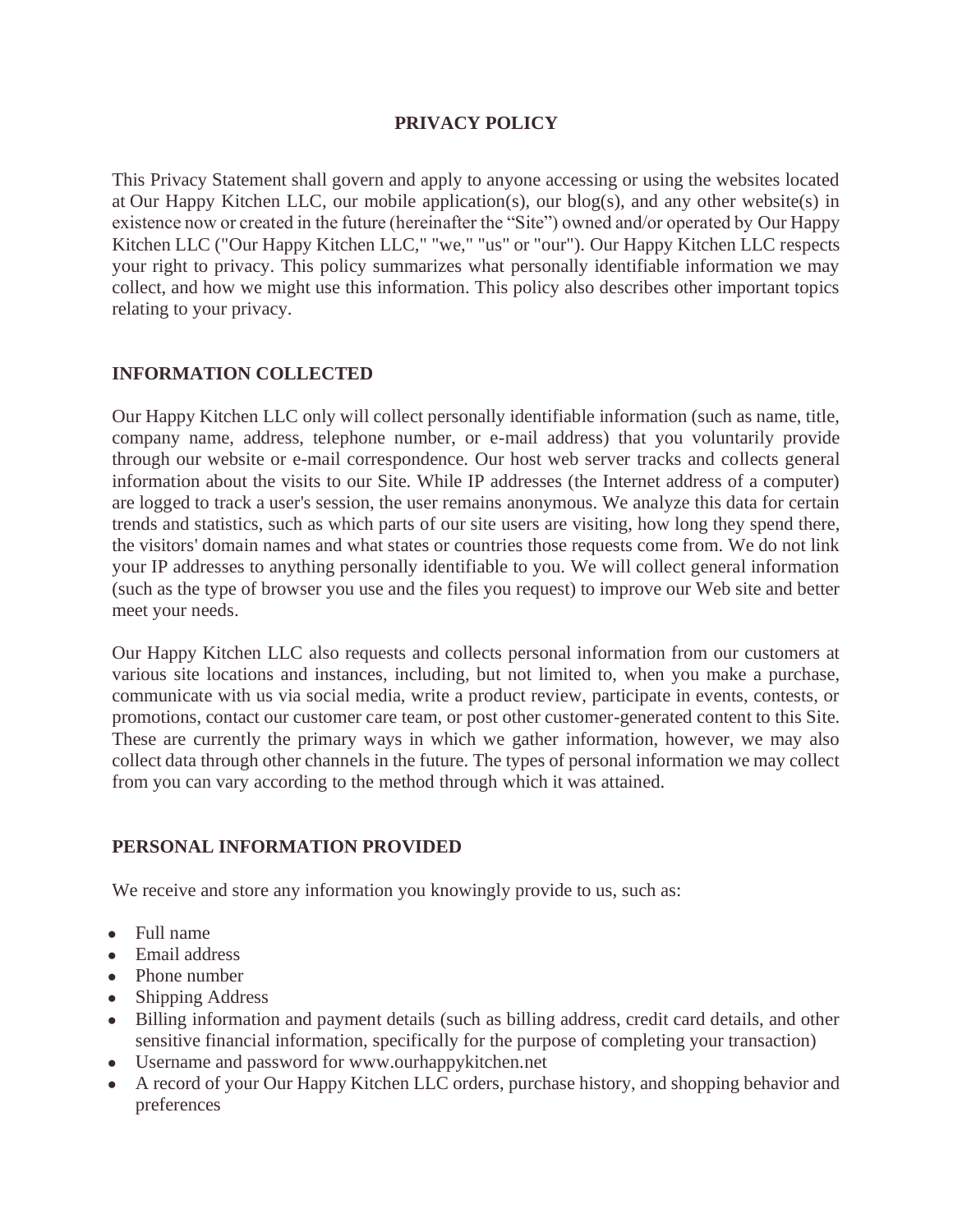# PRIVACY POLICY

This Privacy Statement shall govern and apply to anyone accessing or using the websites located at Our Happy Kitchen LLC, our mobile application(s), our blog(s), and any other website(s) in existence now or created in the future (hereinafter the "Site") owned and/or operated by Our Happy Kitchen LLC ("Our Happy Kitchen LLC," "we," "us" or "our"). Our Happy Kitchen LLC respects your right to privacy. This policy summarizes what personally identifiable information we may collect, and how we might use this information. This policy also describes other important topics relating to your privacy.

## INFORMATION COLLECTED

Our Happy Kitchen LLC only will collect personally identifiable information (such as name, title, company name, address, telephone number, or e-mail address) that you voluntarily provide through our website or e-mail correspondence. Our host web server tracks and collects general information about the visits to our Site. While IP addresses (the Internet address of a computer) are logged to track a user's session, the user remains anonymous. We analyze this data for certain trends and statistics, such as which parts of our site users are visiting, how long they spend there, the visitors' domain names and what states or countries those requests come from. We do not link your IP addresses to anything personally identifiable to you. We will collect general information (such as the type of browser you use and the files you request) to improve our Web site and better meet your needs.

Our Happy Kitchen LLC also requests and collects personal information from our customers at various site locations and instances, including, but not limited to, when you make a purchase, communicate with us via social media, write a product review, participate in events, contests, or promotions, contact our customer care team, or post other customer-generated content to this Site. These are currently the primary ways in which we gather information, however, we may also collect data through other channels in the future. The types of personal information we may collect from you can vary according to the method through which it was attained.

## PERSONAL INFORMATION PROVIDED

We receive and store any information you knowingly provide to us, such as:

- Full name
- Email address
- Phone number
- Shipping Address
- Billing information and payment details (such as billing address, credit card details, and other sensitive financial information, specifically for the purpose of completing your transaction)
- Username and password for www.ourhappykitchen.net
- A record of your Our Happy Kitchen LLC orders, purchase history, and shopping behavior and preferences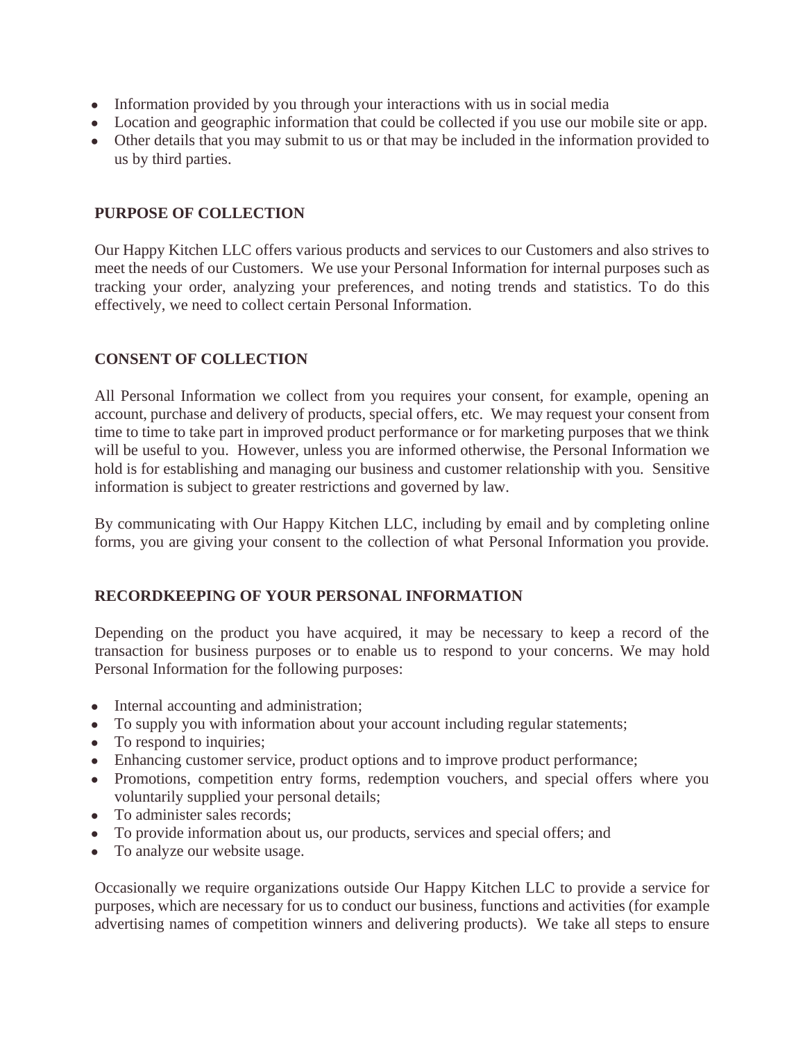- Information provided by you through your interactions with us in social media
- Location and geographic information that could be collected if you use our mobile site or app.
- Other details that you may submit to us or that may be included in the information provided to us by third parties.

## PURPOSE OF COLLECTION

Our Happy Kitchen LLC offers various products and services to our Customers and also strives to meet the needs of our Customers. We use your Personal Information for internal purposes such as tracking your order, analyzing your preferences, and noting trends and statistics. To do this effectively, we need to collect certain Personal Information.

## CONSENT OF COLLECTION

All Personal Information we collect from you requires your consent, for example, opening an account, purchase and delivery of products, special offers, etc. We may request your consent from time to time to take part in improved product performance or for marketing purposes that we think will be useful to you. However, unless you are informed otherwise, the Personal Information we hold is for establishing and managing our business and customer relationship with you. Sensitive information is subject to greater restrictions and governed by law.

By communicating with Our Happy Kitchen LLC, including by email and by completing online forms, you are giving your consent to the collection of what Personal Information you provide.

## RECORDKEEPING OF YOUR PERSONAL INFORMATION

Depending on the product you have acquired, it may be necessary to keep a record of the transaction for business purposes or to enable us to respond to your concerns. We may hold Personal Information for the following purposes:

- Internal accounting and administration;
- To supply you with information about your account including regular statements;
- To respond to inquiries;
- Enhancing customer service, product options and to improve product performance;
- Promotions, competition entry forms, redemption vouchers, and special offers where you voluntarily supplied your personal details;
- To administer sales records;
- To provide information about us, our products, services and special offers; and
- To analyze our website usage.

Occasionally we require organizations outside Our Happy Kitchen LLC to provide a service for purposes, which are necessary for us to conduct our business, functions and activities (for example advertising names of competition winners and delivering products). We take all steps to ensure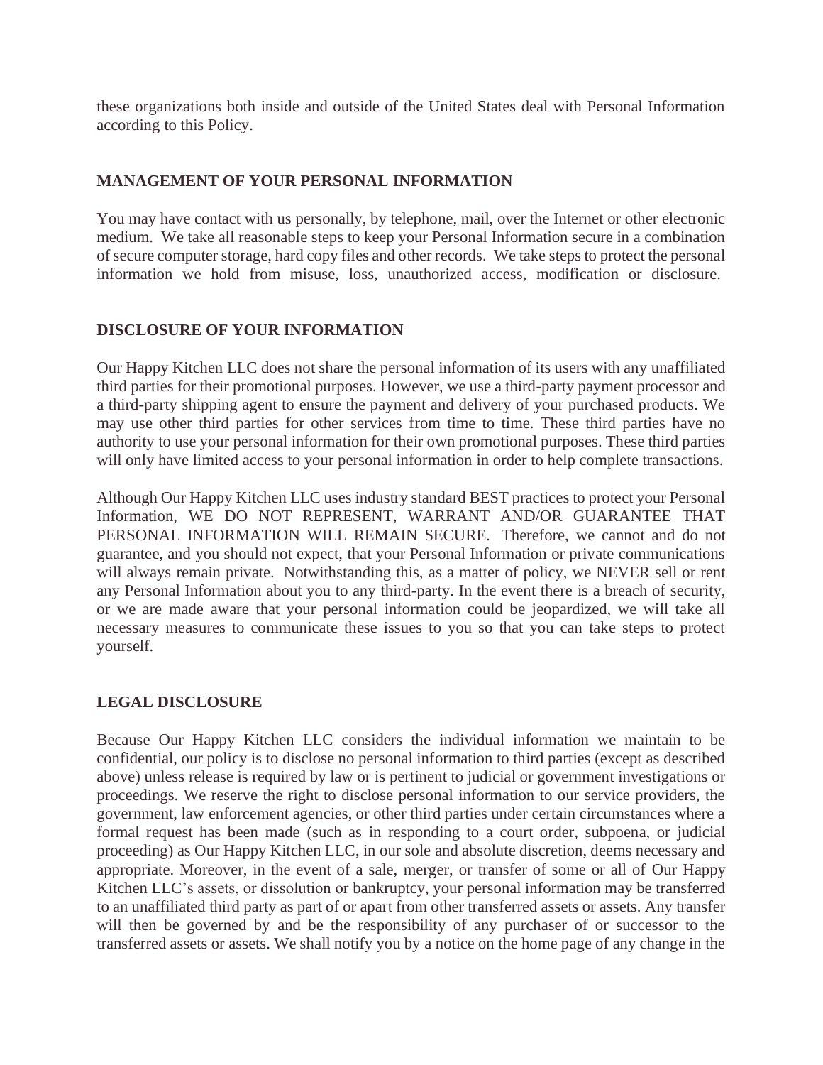these organizations both inside and outside of the United States deal with Personal Information according to this Policy.

## MANAGEMENT OF YOUR PERSONAL INFORMATION

You may have contact with us personally, by telephone, mail, over the Internet or other electronic medium. We take all reasonable steps to keep your Personal Information secure in a combination of secure computer storage, hard copy files and other records. We take steps to protect the personal information we hold from misuse, loss, unauthorized access, modification or disclosure.

## DISCLOSURE OF YOUR INFORMATION

Our Happy Kitchen LLC does not share the personal information of its users with any unaffiliated third parties for their promotional purposes. However, we use a third-party payment processor and a third-party shipping agent to ensure the payment and delivery of your purchased products. We may use other third parties for other services from time to time. These third parties have no authority to use your personal information for their own promotional purposes. These third parties will only have limited access to your personal information in order to help complete transactions.

Although Our Happy Kitchen LLC uses industry standard BEST practices to protect your Personal Information, WE DO NOT REPRESENT, WARRANT AND/OR GUARANTEE THAT PERSONAL INFORMATION WILL REMAIN SECURE. Therefore, we cannot and do not guarantee, and you should not expect, that your Personal Information or private communications will always remain private. Notwithstanding this, as a matter of policy, we NEVER sell or rent any Personal Information about you to any third-party. In the event there is a breach of security, or we are made aware that your personal information could be jeopardized, we will take all necessary measures to communicate these issues to you so that you can take steps to protect yourself.

## LEGAL DISCLOSURE

Because Our Happy Kitchen LLC considers the individual information we maintain to be confidential, our policy is to disclose no personal information to third parties (except as described above) unless release is required by law or is pertinent to judicial or government investigations or proceedings. We reserve the right to disclose personal information to our service providers, the government, law enforcement agencies, or other third parties under certain circumstances where a formal request has been made (such as in responding to a court order, subpoena, or judicial proceeding) as Our Happy Kitchen LLC, in our sole and absolute discretion, deems necessary and appropriate. Moreover, in the event of a sale, merger, or transfer of some or all of Our Happy Kitchen LLC's assets, or dissolution or bankruptcy, your personal information may be transferred to an unaffiliated third party as part of or apart from other transferred assets or assets. Any transfer will then be governed by and be the responsibility of any purchaser of or successor to the transferred assets or assets. We shall notify you by a notice on the home page of any change in the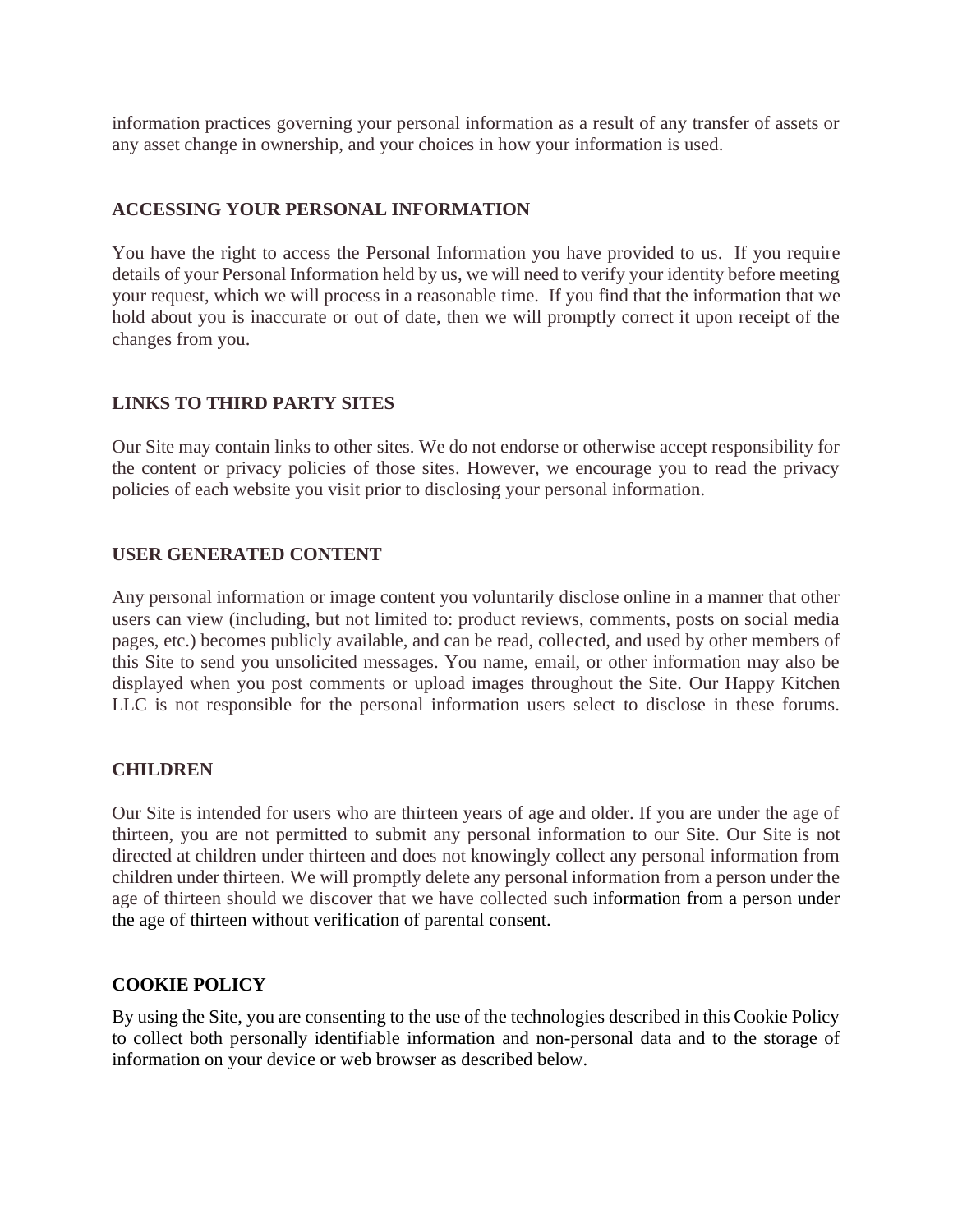information practices governing your personal information as a result of any transfer of assets or any asset change in ownership, and your choices in how your information is used.

## ACCESSING YOUR PERSONAL INFORMATION

You have the right to access the Personal Information you have provided to us. If you require details of your Personal Information held by us, we will need to verify your identity before meeting your request, which we will process in a reasonable time. If you find that the information that we hold about you is inaccurate or out of date, then we will promptly correct it upon receipt of the changes from you.

## LINKS TO THIRD PARTY SITES

Our Site may contain links to other sites. We do not endorse or otherwise accept responsibility for the content or privacy policies of those sites. However, we encourage you to read the privacy policies of each website you visit prior to disclosing your personal information.

## USER GENERATED CONTENT

Any personal information or image content you voluntarily disclose online in a manner that other users can view (including, but not limited to: product reviews, comments, posts on social media pages, etc.) becomes publicly available, and can be read, collected, and used by other members of this Site to send you unsolicited messages. You name, email, or other information may also be displayed when you post comments or upload images throughout the Site. Our Happy Kitchen LLC is not responsible for the personal information users select to disclose in these forums.

## CHILDREN

Our Site is intended for users who are thirteen years of age and older. If you are under the age of thirteen, you are not permitted to submit any personal information to our Site. Our Site is not directed at children under thirteen and does not knowingly collect any personal information from children under thirteen. We will promptly delete any personal information from a person under the age of thirteen should we discover that we have collected such information from a person under the age of thirteen without verification of parental consent.

## COOKIE POLICY

By using the Site, you are consenting to the use of the technologies described in this Cookie Policy to collect both personally identifiable information and non-personal data and to the storage of information on your device or web browser as described below.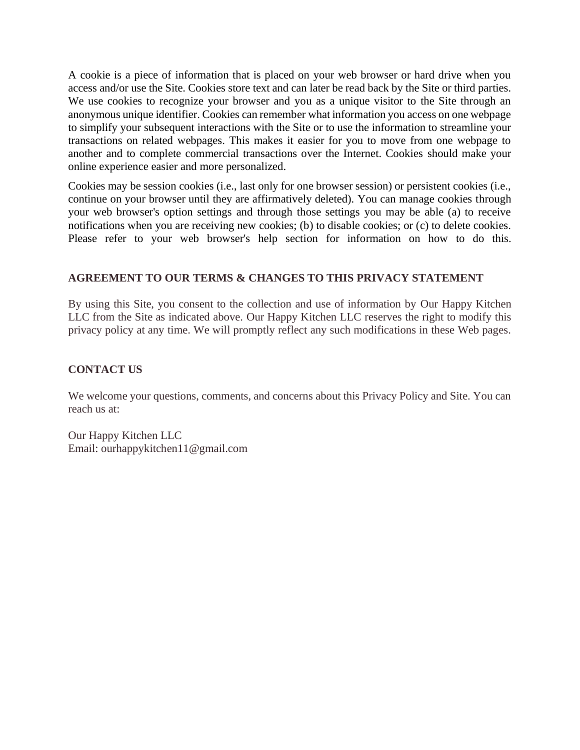A cookie is a piece of information that is placed on your web browser or hard drive when you access and/or use the Site. Cookies store text and can later be read back by the Site or third parties. We use cookies to recognize your browser and you as a unique visitor to the Site through an anonymous unique identifier. Cookies can remember what information you access on one webpage to simplify your subsequent interactions with the Site or to use the information to streamline your transactions on related webpages. This makes it easier for you to move from one webpage to another and to complete commercial transactions over the Internet. Cookies should make your online experience easier and more personalized.

Cookies may be session cookies (i.e., last only for one browser session) or persistent cookies (i.e., continue on your browser until they are affirmatively deleted). You can manage cookies through your web browser's option settings and through those settings you may be able (a) to receive notifications when you are receiving new cookies; (b) to disable cookies; or (c) to delete cookies. Please refer to your web browser's help section for information on how to do this.

## AGREEMENT TO OUR TERMS & CHANGES TO THIS PRIVACY STATEMENT

By using this Site, you consent to the collection and use of information by Our Happy Kitchen LLC from the Site as indicated above. Our Happy Kitchen LLC reserves the right to modify this privacy policy at any time. We will promptly reflect any such modifications in these Web pages.

## CONTACT US

We welcome your questions, comments, and concerns about this Privacy Policy and Site. You can reach us at:

Our Happy Kitchen LLC
Email: ourhappykitchen11@gmail.com